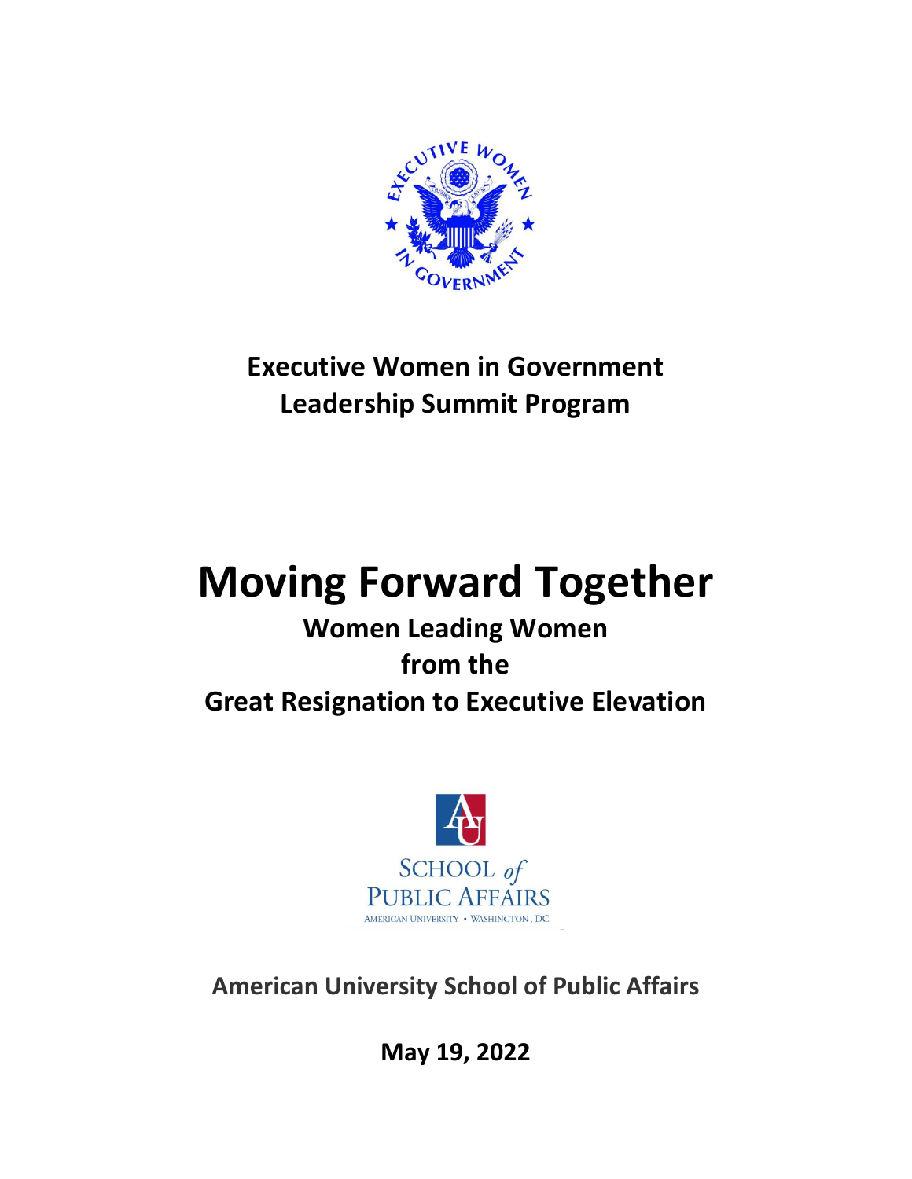**Executive Women in Government**
**Leadership Summit Program**

# Moving Forward Together

## Women Leading Women from the Great Resignation to Executive Elevation

**American University School of Public Affairs**

**May 19, 2022**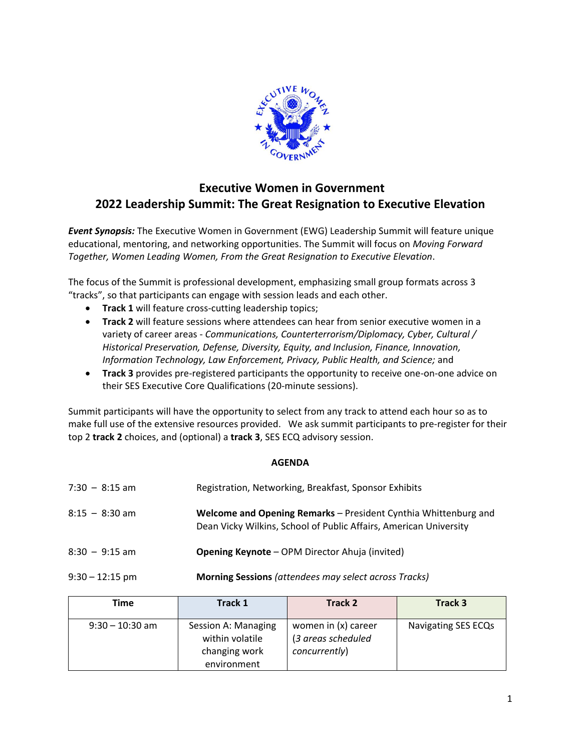# Executive Women in Government
## 2022 Leadership Summit: The Great Resignation to Executive Elevation

***Event Synopsis:*** The Executive Women in Government (EWG) Leadership Summit will feature unique educational, mentoring, and networking opportunities. The Summit will focus on *Moving Forward Together, Women Leading Women, From the Great Resignation to Executive Elevation*.

The focus of the Summit is professional development, emphasizing small group formats across 3 "tracks", so that participants can engage with session leads and each other.

- **Track 1** will feature cross-cutting leadership topics;
- **Track 2** will feature sessions where attendees can hear from senior executive women in a variety of career areas - *Communications, Counterterrorism/Diplomacy, Cyber, Cultural / Historical Preservation, Defense, Diversity, Equity, and Inclusion, Finance, Innovation, Information Technology, Law Enforcement, Privacy, Public Health, and Science;* and
- **Track 3** provides pre-registered participants the opportunity to receive one-on-one advice on their SES Executive Core Qualifications (20-minute sessions).

Summit participants will have the opportunity to select from any track to attend each hour so as to make full use of the extensive resources provided. We ask summit participants to pre-register for their top 2 **track 2** choices, and (optional) a **track 3**, SES ECQ advisory session.

**AGENDA**

7:30 – 8:15 am — Registration, Networking, Breakfast, Sponsor Exhibits

8:15 – 8:30 am — **Welcome and Opening Remarks** – President Cynthia Whittenburg and Dean Vicky Wilkins, School of Public Affairs, American University

8:30 – 9:15 am — **Opening Keynote** – OPM Director Ahuja (invited)

9:30 – 12:15 pm — **Morning Sessions** *(attendees may select across Tracks)*

| Time | Track 1 | Track 2 | Track 3 |
|---|---|---|---|
| 9:30 – 10:30 am | Session A: Managing within volatile changing work environment | women in (x) career (*3 areas scheduled concurrently*) | Navigating SES ECQs |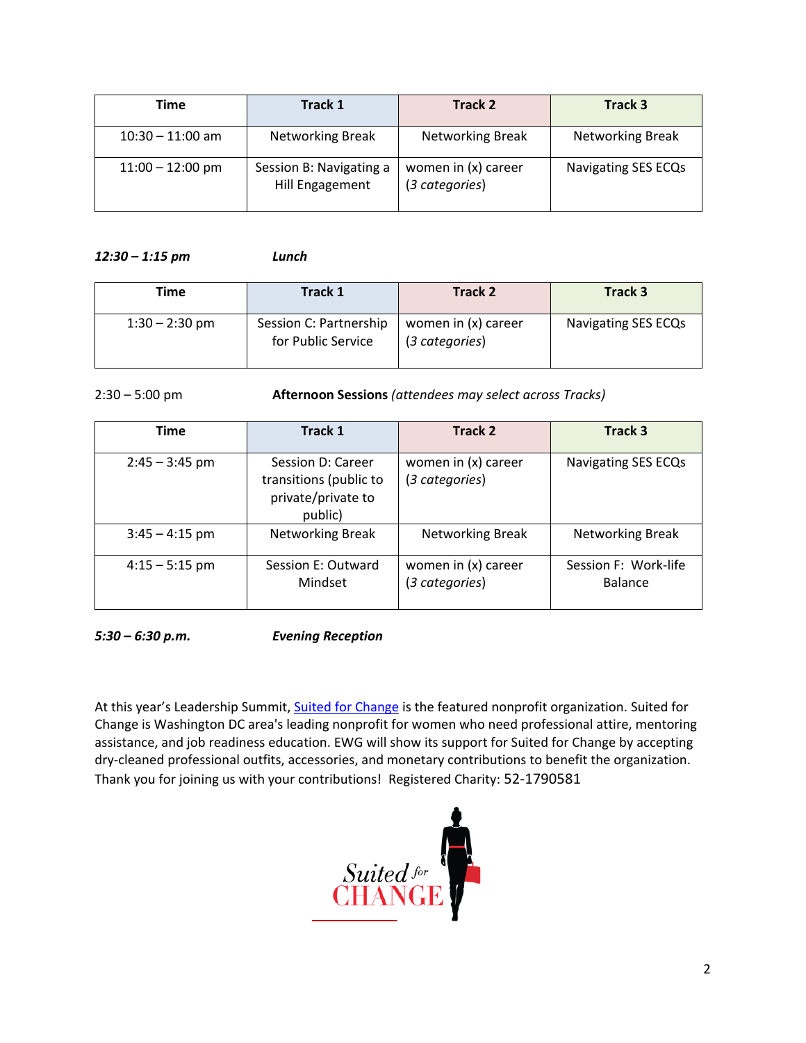| Time | Track 1 | Track 2 | Track 3 |
|---|---|---|---|
| 10:30 – 11:00 am | Networking Break | Networking Break | Networking Break |
| 11:00 – 12:00 pm | Session B: Navigating a Hill Engagement | women in (x) career (*3 categories*) | Navigating SES ECQs |

***12:30 – 1:15 pm*** ***Lunch***

| Time | Track 1 | Track 2 | Track 3 |
|---|---|---|---|
| 1:30 – 2:30 pm | Session C: Partnership for Public Service | women in (x) career (*3 categories*) | Navigating SES ECQs |

2:30 – 5:00 pm **Afternoon Sessions** *(attendees may select across Tracks)*

| Time | Track 1 | Track 2 | Track 3 |
|---|---|---|---|
| 2:45 – 3:45 pm | Session D: Career transitions (public to private/private to public) | women in (x) career (*3 categories*) | Navigating SES ECQs |
| 3:45 – 4:15 pm | Networking Break | Networking Break | Networking Break |
| 4:15 – 5:15 pm | Session E: Outward Mindset | women in (x) career (*3 categories*) | Session F: Work-life Balance |

***5:30 – 6:30 p.m.*** ***Evening Reception***

At this year's Leadership Summit, Suited for Change is the featured nonprofit organization. Suited for Change is Washington DC area's leading nonprofit for women who need professional attire, mentoring assistance, and job readiness education. EWG will show its support for Suited for Change by accepting dry-cleaned professional outfits, accessories, and monetary contributions to benefit the organization. Thank you for joining us with your contributions! Registered Charity: 52-1790581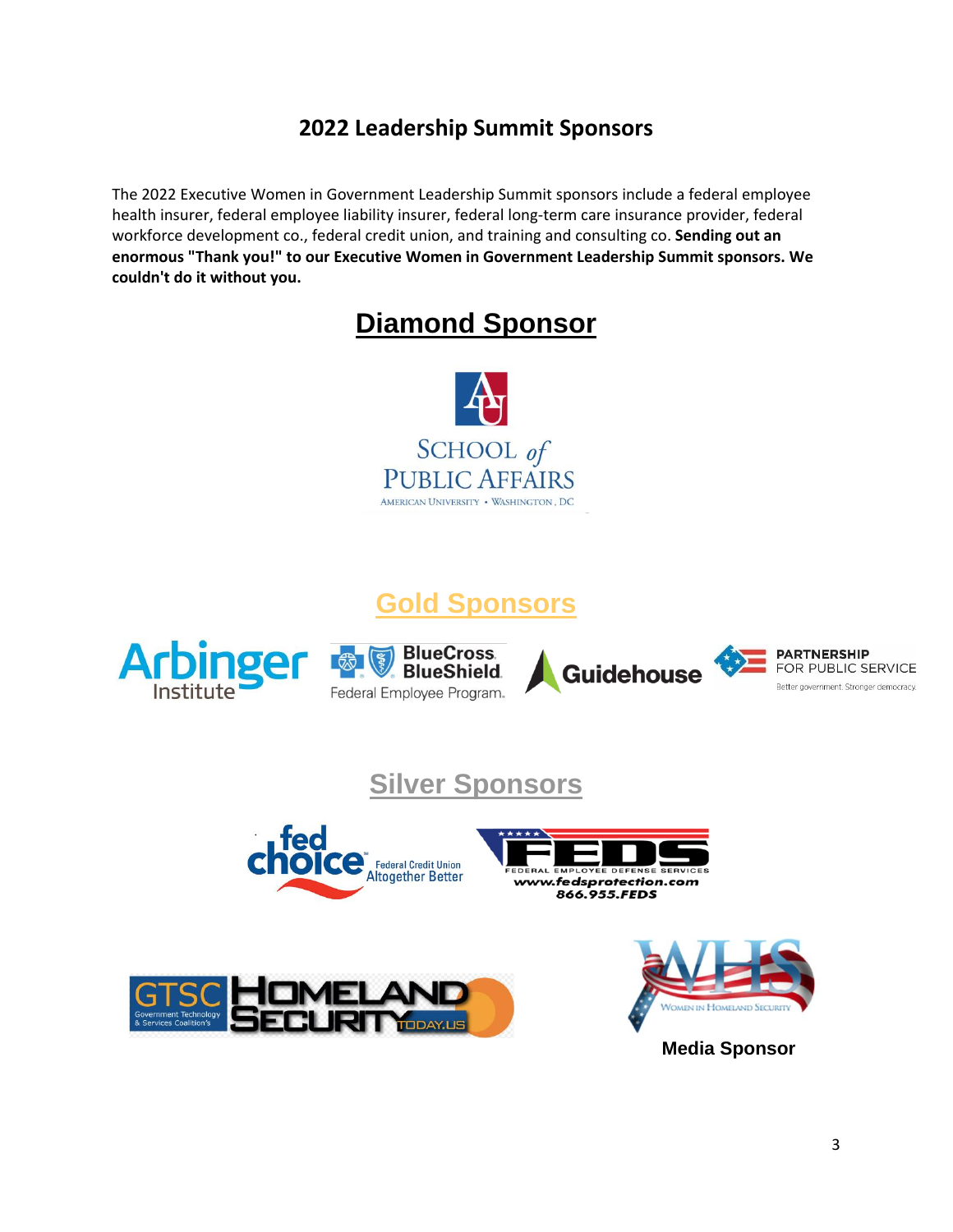## 2022 Leadership Summit Sponsors

The 2022 Executive Women in Government Leadership Summit sponsors include a federal employee health insurer, federal employee liability insurer, federal long-term care insurance provider, federal workforce development co., federal credit union, and training and consulting co. **Sending out an enormous "Thank you!" to our Executive Women in Government Leadership Summit sponsors. We couldn't do it without you.**

## Diamond Sponsor

SCHOOL of PUBLIC AFFAIRS
AMERICAN UNIVERSITY • WASHINGTON, DC

## Gold Sponsors

Arbinger Institute

BlueCross BlueShield Federal Employee Program.

Guidehouse

PARTNERSHIP FOR PUBLIC SERVICE
Better government. Stronger democracy.

## Silver Sponsors

fed choice Federal Credit Union Altogether Better

FEDS FEDERAL EMPLOYEE DEFENSE SERVICES
www.fedsprotection.com
866.955.FEDS

GTSC Government Technology & Services Coalition's HOMELAND SECURITY TODAY.US

WHS Women in Homeland Security

Media Sponsor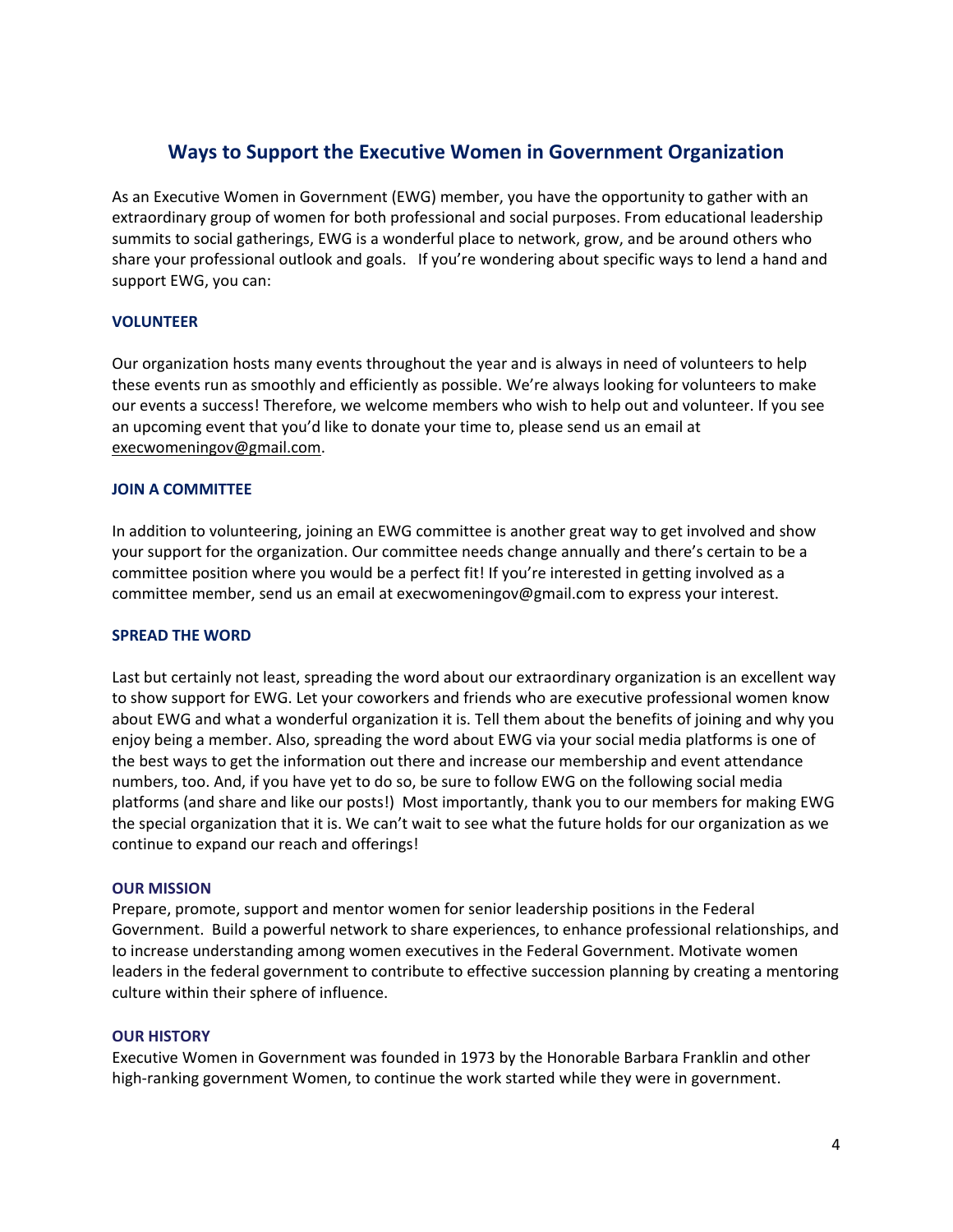## Ways to Support the Executive Women in Government Organization

As an Executive Women in Government (EWG) member, you have the opportunity to gather with an extraordinary group of women for both professional and social purposes. From educational leadership summits to social gatherings, EWG is a wonderful place to network, grow, and be around others who share your professional outlook and goals. If you're wondering about specific ways to lend a hand and support EWG, you can:

### VOLUNTEER

Our organization hosts many events throughout the year and is always in need of volunteers to help these events run as smoothly and efficiently as possible. We're always looking for volunteers to make our events a success! Therefore, we welcome members who wish to help out and volunteer. If you see an upcoming event that you'd like to donate your time to, please send us an email at execwomeningov@gmail.com.

### JOIN A COMMITTEE

In addition to volunteering, joining an EWG committee is another great way to get involved and show your support for the organization. Our committee needs change annually and there's certain to be a committee position where you would be a perfect fit! If you're interested in getting involved as a committee member, send us an email at execwomeningov@gmail.com to express your interest.

### SPREAD THE WORD

Last but certainly not least, spreading the word about our extraordinary organization is an excellent way to show support for EWG. Let your coworkers and friends who are executive professional women know about EWG and what a wonderful organization it is. Tell them about the benefits of joining and why you enjoy being a member. Also, spreading the word about EWG via your social media platforms is one of the best ways to get the information out there and increase our membership and event attendance numbers, too. And, if you have yet to do so, be sure to follow EWG on the following social media platforms (and share and like our posts!) Most importantly, thank you to our members for making EWG the special organization that it is. We can't wait to see what the future holds for our organization as we continue to expand our reach and offerings!

### OUR MISSION

Prepare, promote, support and mentor women for senior leadership positions in the Federal Government. Build a powerful network to share experiences, to enhance professional relationships, and to increase understanding among women executives in the Federal Government. Motivate women leaders in the federal government to contribute to effective succession planning by creating a mentoring culture within their sphere of influence.

### OUR HISTORY

Executive Women in Government was founded in 1973 by the Honorable Barbara Franklin and other high-ranking government Women, to continue the work started while they were in government.